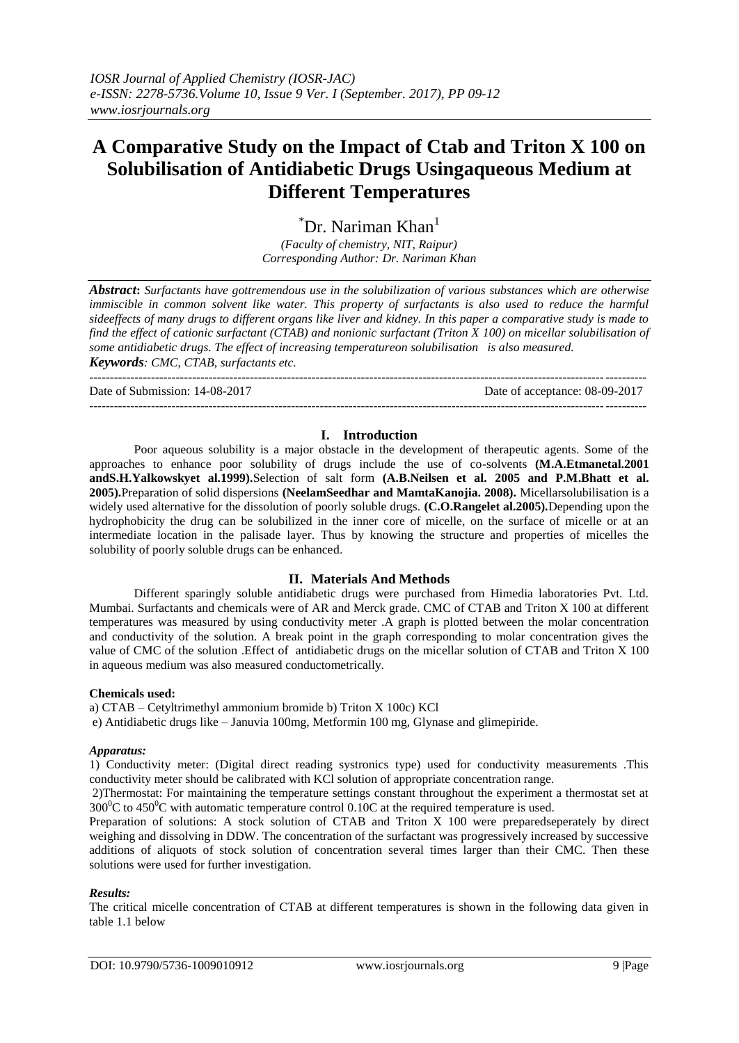# A Comparative Study on the Impact of Ctab and Triton X 100 on Solubilisation of Antidiabetic Drugs Usingaqueous Medium at Different Temperatures

*Dr. Nariman Khan[1]

*(Faculty of chemistry, NIT, Raipur)*
*Corresponding Author: Dr. Nariman Khan*

***Abstract*:** *Surfactants have gottremendous use in the solubilization of various substances which are otherwise immiscible in common solvent like water. This property of surfactants is also used to reduce the harmful sideeffects of many drugs to different organs like liver and kidney. In this paper a comparative study is made to find the effect of cationic surfactant (CTAB) and nonionic surfactant (Triton X 100) on micellar solubilisation of some antidiabetic drugs. The effect of increasing temperatureon solubilisation is also measured.*

***Keywords**: CMC, CTAB, surfactants etc.*

---

Date of Submission: 14-08-2017 Date of acceptance: 08-09-2017

---

## I. Introduction

Poor aqueous solubility is a major obstacle in the development of therapeutic agents. Some of the approaches to enhance poor solubility of drugs include the use of co-solvents **(M.A.Etmanetal.2001 andS.H.Yalkowskyet al.1999).**Selection of salt form **(A.B.Neilsen et al. 2005 and P.M.Bhatt et al. 2005).**Preparation of solid dispersions **(NeelamSeedhar and MamtaKanojia. 2008).** Micellarsolubilisation is a widely used alternative for the dissolution of poorly soluble drugs. **(C.O.Rangelet al.2005).**Depending upon the hydrophobicity the drug can be solubilized in the inner core of micelle, on the surface of micelle or at an intermediate location in the palisade layer. Thus by knowing the structure and properties of micelles the solubility of poorly soluble drugs can be enhanced.

## II. Materials And Methods

Different sparingly soluble antidiabetic drugs were purchased from Himedia laboratories Pvt. Ltd. Mumbai. Surfactants and chemicals were of AR and Merck grade. CMC of CTAB and Triton X 100 at different temperatures was measured by using conductivity meter .A graph is plotted between the molar concentration and conductivity of the solution. A break point in the graph corresponding to molar concentration gives the value of CMC of the solution .Effect of antidiabetic drugs on the micellar solution of CTAB and Triton X 100 in aqueous medium was also measured conductometrically.

**Chemicals used:**

a) CTAB – Cetyltrimethyl ammonium bromide b) Triton X 100c) KCl

e) Antidiabetic drugs like – Januvia 100mg, Metformin 100 mg, Glynase and glimepiride.

***Apparatus:***

1) Conductivity meter: (Digital direct reading systronics type) used for conductivity measurements .This conductivity meter should be calibrated with KCl solution of appropriate concentration range.

2)Thermostat: For maintaining the temperature settings constant throughout the experiment a thermostat set at $300^0$C to $450^0$C with automatic temperature control 0.10C at the required temperature is used.

Preparation of solutions: A stock solution of CTAB and Triton X 100 were preparedseperately by direct weighing and dissolving in DDW. The concentration of the surfactant was progressively increased by successive additions of aliquots of stock solution of concentration several times larger than their CMC. Then these solutions were used for further investigation.

***Results:***

The critical micelle concentration of CTAB at different temperatures is shown in the following data given in table 1.1 below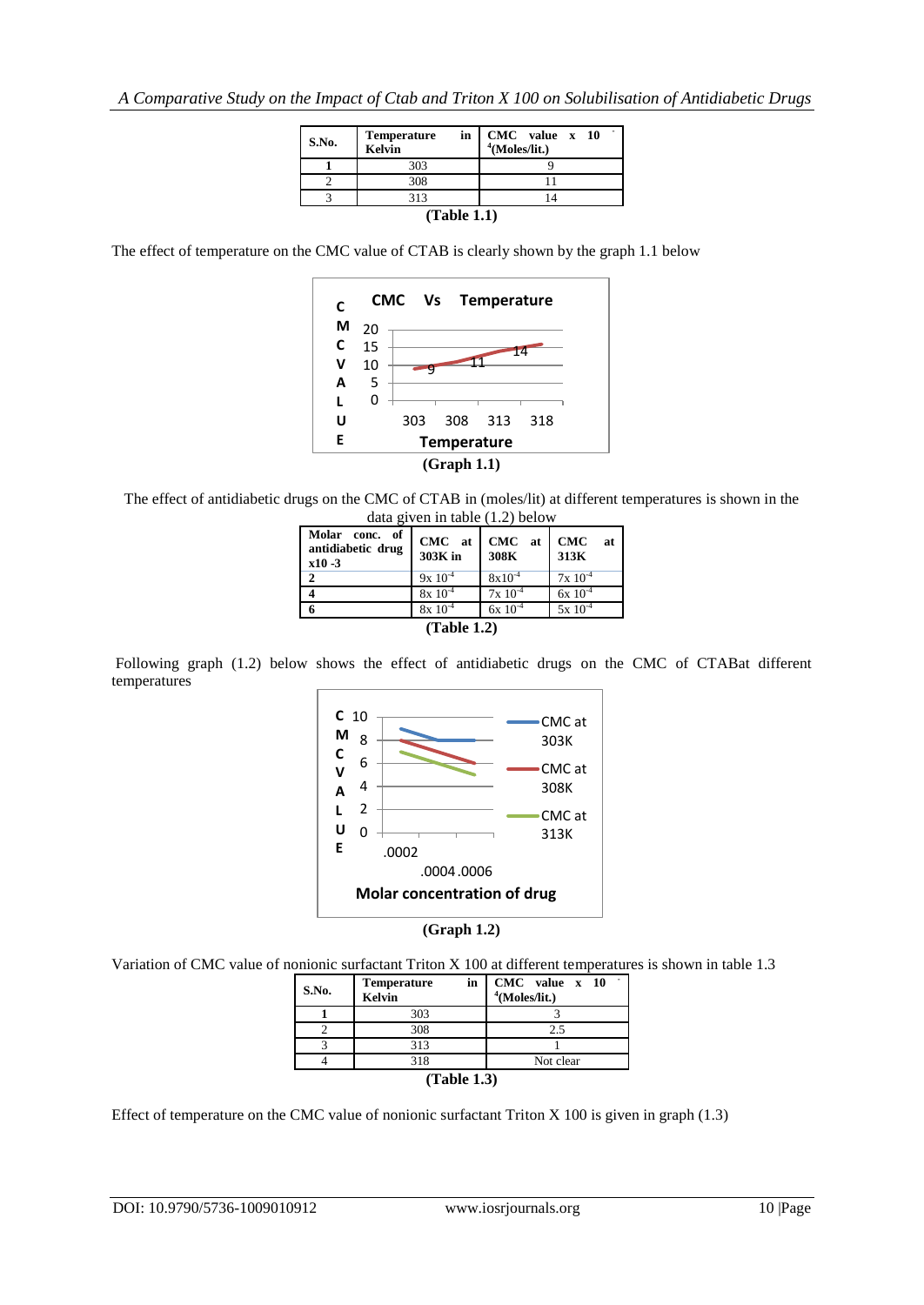| S.No. | Temperature in Kelvin | CMC value x $10^{-4}$(Moles/lit.) |
|---|---|---|
| 1 | 303 | 9 |
| 2 | 308 | 11 |
| 3 | 313 | 14 |

**(Table 1.1)**

The effect of temperature on the CMC value of CTAB is clearly shown by the graph 1.1 below

**(Graph 1.1)**

The effect of antidiabetic drugs on the CMC of CTAB in (moles/lit) at different temperatures is shown in the data given in table (1.2) below

| Molar conc. of antidiabetic drug x10 -3 | CMC at 303K in | CMC at 308K | CMC at 313K |
|---|---|---|---|
| **2** | $9 \times 10^{-4}$ | $8 \times 10^{-4}$ | $7 \times 10^{-4}$ |
| **4** | $8 \times 10^{-4}$ | $7 \times 10^{-4}$ | $6 \times 10^{-4}$ |
| **6** | $8 \times 10^{-4}$ | $6 \times 10^{-4}$ | $5 \times 10^{-4}$ |

**(Table 1.2)**

Following graph (1.2) below shows the effect of antidiabetic drugs on the CMC of CTABat different temperatures

**(Graph 1.2)**

Variation of CMC value of nonionic surfactant Triton X 100 at different temperatures is shown in table 1.3

| S.No. | Temperature in Kelvin | CMC value x $10^{-4}$(Moles/lit.) |
|---|---|---|
| 1 | 303 | 3 |
| 2 | 308 | 2.5 |
| 3 | 313 | 1 |
| 4 | 318 | Not clear |

**(Table 1.3)**

Effect of temperature on the CMC value of nonionic surfactant Triton X 100 is given in graph (1.3)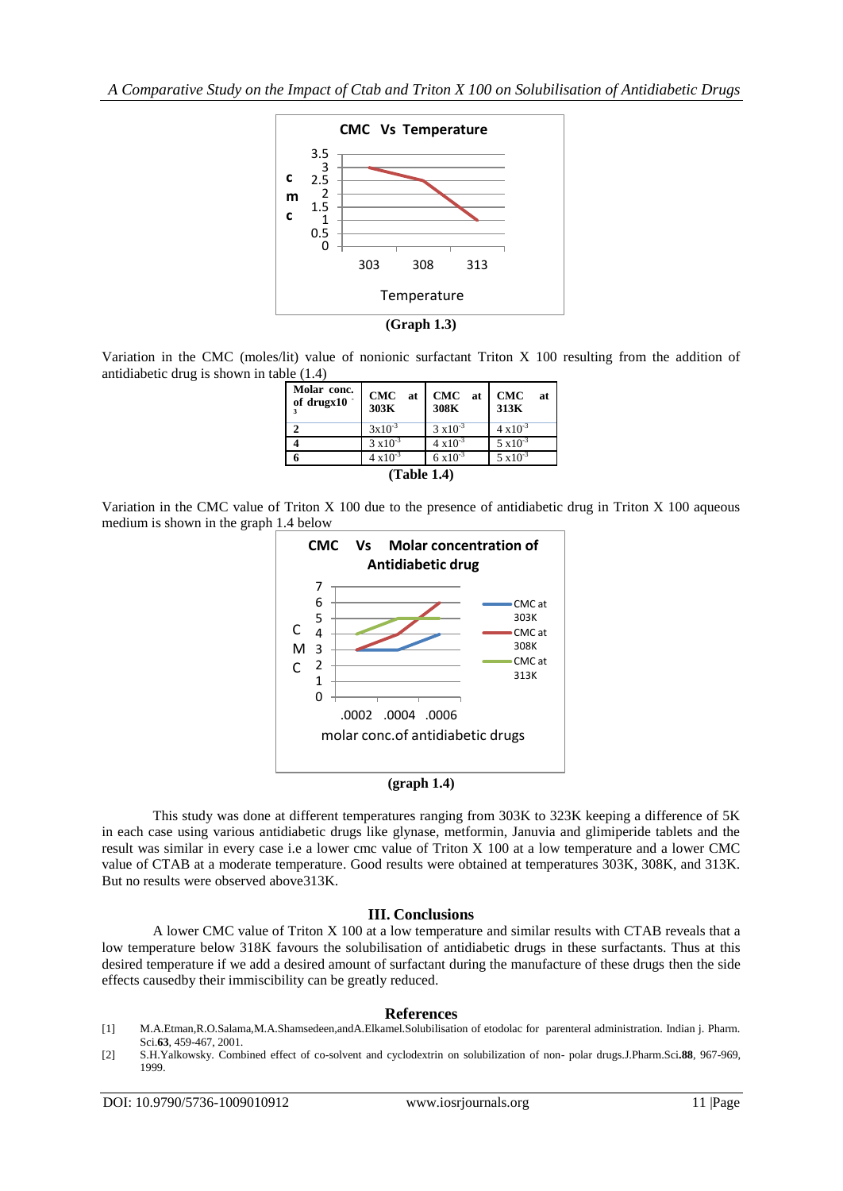(Graph 1.3)

Variation in the CMC (moles/lit) value of nonionic surfactant Triton X 100 resulting from the addition of antidiabetic drug is shown in table (1.4)

| Molar conc. of drugx$10^{-3}$ | CMC at 303K | CMC at 308K | CMC at 313K |
|---|---|---|---|
| 2 | $3\times10^{-3}$ | $3\times10^{-3}$ | $4\times10^{-3}$ |
| 4 | $3\times10^{-3}$ | $4\times10^{-3}$ | $5\times10^{-3}$ |
| 6 | $4\times10^{-3}$ | $6\times10^{-3}$ | $5\times10^{-3}$ |

**(Table 1.4)**

Variation in the CMC value of Triton X 100 due to the presence of antidiabetic drug in Triton X 100 aqueous medium is shown in the graph 1.4 below

(graph 1.4)

This study was done at different temperatures ranging from 303K to 323K keeping a difference of 5K in each case using various antidiabetic drugs like glynase, metformin, Januvia and glimiperide tablets and the result was similar in every case i.e a lower cmc value of Triton X 100 at a low temperature and a lower CMC value of CTAB at a moderate temperature. Good results were obtained at temperatures 303K, 308K, and 313K. But no results were observed above313K.

## III. Conclusions

A lower CMC value of Triton X 100 at a low temperature and similar results with CTAB reveals that a low temperature below 318K favours the solubilisation of antidiabetic drugs in these surfactants. Thus at this desired temperature if we add a desired amount of surfactant during the manufacture of these drugs then the side effects causedby their immiscibility can be greatly reduced.

## References

[1] M.A.Etman,R.O.Salama,M.A.Shamsedeen,andA.Elkamel.Solubilisation of etodolac for parenteral administration. Indian j. Pharm. Sci.**63**, 459-467, 2001.

[2] S.H.Yalkowsky. Combined effect of co-solvent and cyclodextrin on solubilization of non- polar drugs.J.Pharm.Sci.**88**, 967-969, 1999.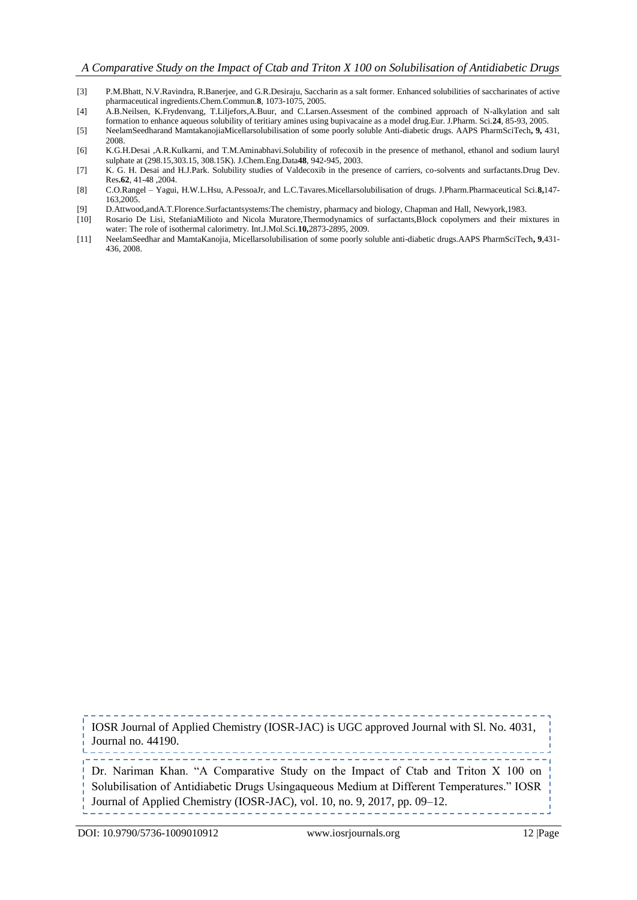[3] P.M.Bhatt, N.V.Ravindra, R.Banerjee, and G.R.Desiraju, Saccharin as a salt former. Enhanced solubilities of saccharinates of active pharmaceutical ingredients.Chem.Commun.**8**, 1073-1075, 2005.

[4] A.B.Neilsen, K.Frydenvang, T.Liljefors,A.Buur, and C.Larsen.Assesment of the combined approach of N-alkylation and salt formation to enhance aqueous solubility of teritiary amines using bupivacaine as a model drug.Eur. J.Pharm. Sci.**24**, 85-93, 2005.

[5] NeelamSeedharand MamtakanojiaMicellarsolubilisation of some poorly soluble Anti-diabetic drugs. AAPS PharmSciTech**, 9,** 431, 2008.

[6] K.G.H.Desai ,A.R.Kulkarni, and T.M.Aminabhavi.Solubility of rofecoxib in the presence of methanol, ethanol and sodium lauryl sulphate at (298.15,303.15, 308.15K). J.Chem.Eng.Data**48**, 942-945, 2003.

[7] K. G. H. Desai and H.J.Park. Solubility studies of Valdecoxib in the presence of carriers, co-solvents and surfactants.Drug Dev. Res**.62**, 41-48 ,2004.

[8] C.O.Rangel – Yagui, H.W.L.Hsu, A.PessoaJr, and L.C.Tavares.Micellarsolubilisation of drugs. J.Pharm.Pharmaceutical Sci.**8,**147-163,2005.

[9] D.Attwood,andA.T.Florence.Surfactantsystems:The chemistry, pharmacy and biology, Chapman and Hall, Newyork,1983.

[10] Rosario De Lisi, StefaniaMilioto and Nicola Muratore,Thermodynamics of surfactants,Block copolymers and their mixtures in water: The role of isothermal calorimetry. Int.J.Mol.Sci.**10,**2873-2895, 2009.

[11] NeelamSeedhar and MamtaKanojia, Micellarsolubilisation of some poorly soluble anti-diabetic drugs.AAPS PharmSciTech**, 9**,431-436, 2008.

IOSR Journal of Applied Chemistry (IOSR-JAC) is UGC approved Journal with Sl. No. 4031, Journal no. 44190.

Dr. Nariman Khan. "A Comparative Study on the Impact of Ctab and Triton X 100 on Solubilisation of Antidiabetic Drugs Usingaqueous Medium at Different Temperatures." IOSR Journal of Applied Chemistry (IOSR-JAC), vol. 10, no. 9, 2017, pp. 09–12.